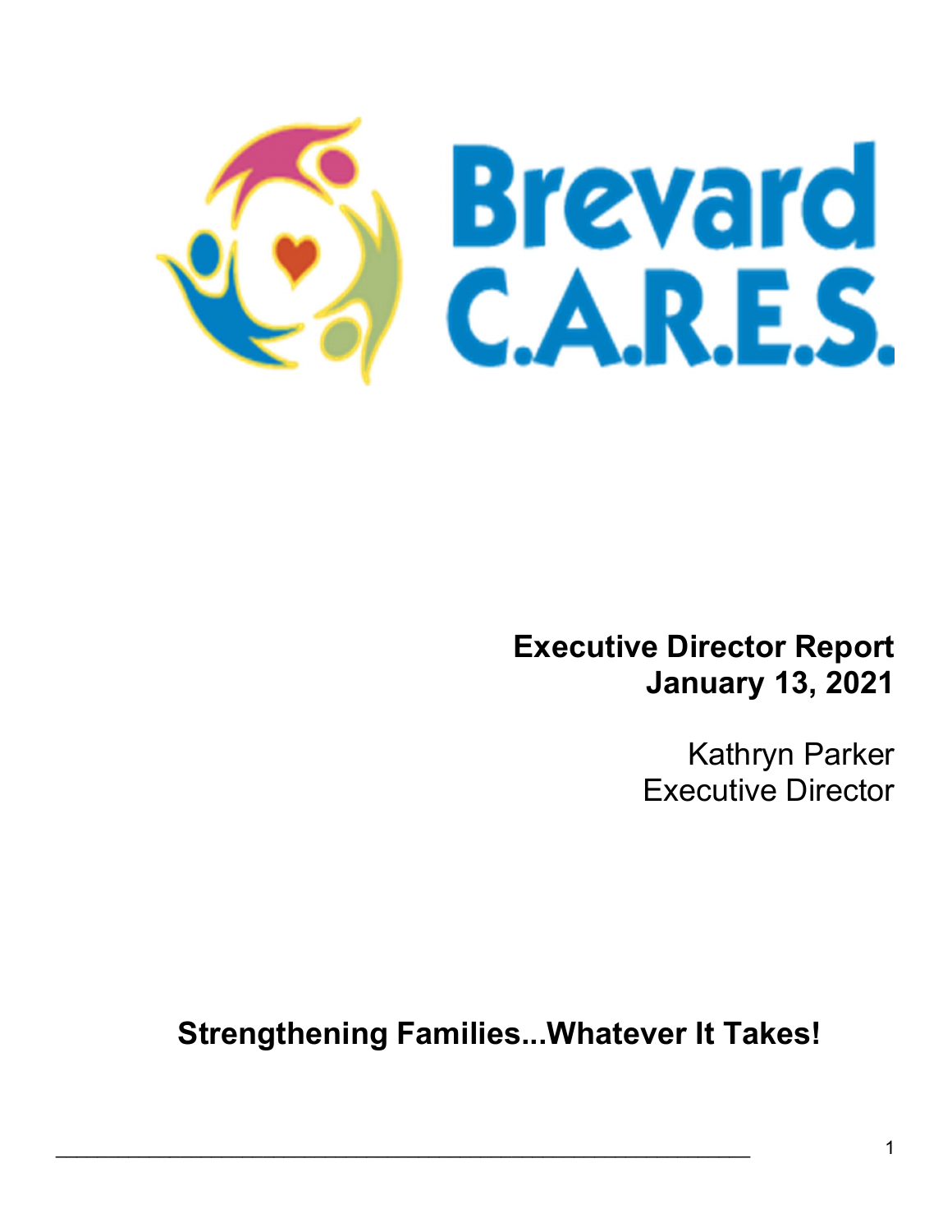# Brevard C.A.R.E.S.

**Executive Director Report**
**January 13, 2021**

Kathryn Parker
Executive Director

**Strengthening Families...Whatever It Takes!**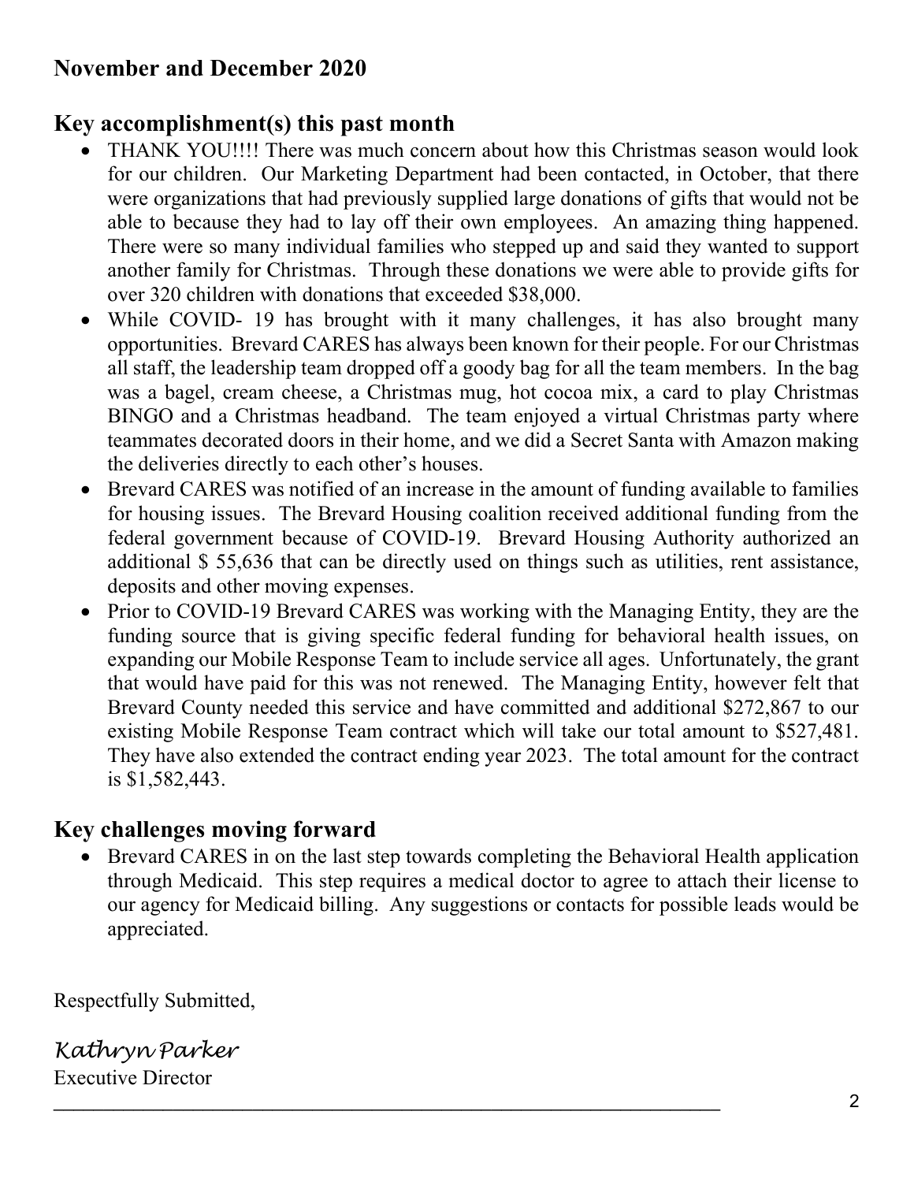**November and December 2020**

## Key accomplishment(s) this past month

- THANK YOU!!!! There was much concern about how this Christmas season would look for our children. Our Marketing Department had been contacted, in October, that there were organizations that had previously supplied large donations of gifts that would not be able to because they had to lay off their own employees. An amazing thing happened. There were so many individual families who stepped up and said they wanted to support another family for Christmas. Through these donations we were able to provide gifts for over 320 children with donations that exceeded $38,000.
- While COVID- 19 has brought with it many challenges, it has also brought many opportunities. Brevard CARES has always been known for their people. For our Christmas all staff, the leadership team dropped off a goody bag for all the team members. In the bag was a bagel, cream cheese, a Christmas mug, hot cocoa mix, a card to play Christmas BINGO and a Christmas headband. The team enjoyed a virtual Christmas party where teammates decorated doors in their home, and we did a Secret Santa with Amazon making the deliveries directly to each other's houses.
- Brevard CARES was notified of an increase in the amount of funding available to families for housing issues. The Brevard Housing coalition received additional funding from the federal government because of COVID-19. Brevard Housing Authority authorized an additional $ 55,636 that can be directly used on things such as utilities, rent assistance, deposits and other moving expenses.
- Prior to COVID-19 Brevard CARES was working with the Managing Entity, they are the funding source that is giving specific federal funding for behavioral health issues, on expanding our Mobile Response Team to include service all ages. Unfortunately, the grant that would have paid for this was not renewed. The Managing Entity, however felt that Brevard County needed this service and have committed and additional $272,867 to our existing Mobile Response Team contract which will take our total amount to $527,481. They have also extended the contract ending year 2023. The total amount for the contract is $1,582,443.

## Key challenges moving forward

- Brevard CARES in on the last step towards completing the Behavioral Health application through Medicaid. This step requires a medical doctor to agree to attach their license to our agency for Medicaid billing. Any suggestions or contacts for possible leads would be appreciated.

Respectfully Submitted,

*Kathryn Parker*
Executive Director